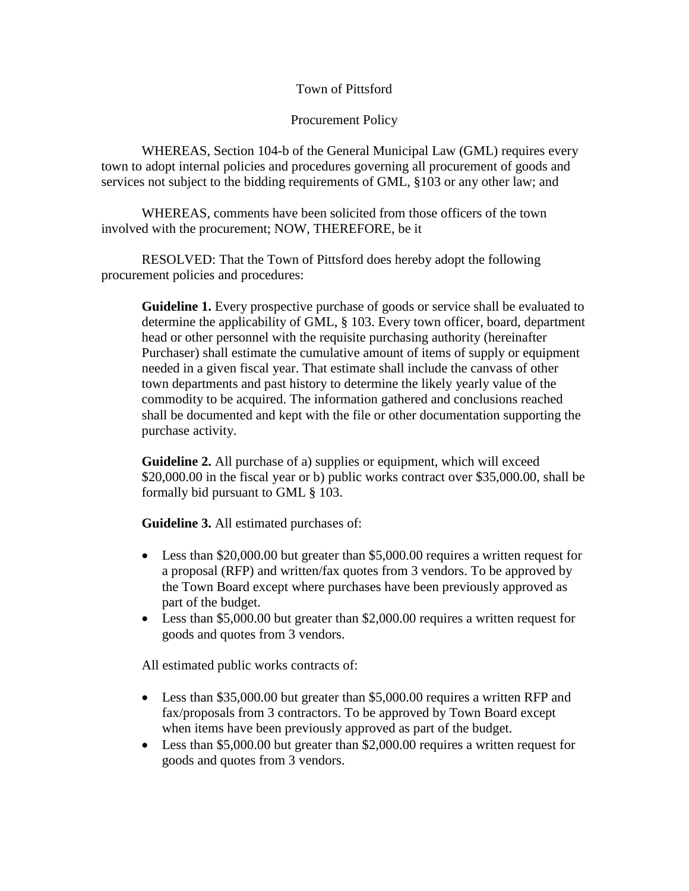Town of Pittsford

Procurement Policy

WHEREAS, Section 104-b of the General Municipal Law (GML) requires every town to adopt internal policies and procedures governing all procurement of goods and services not subject to the bidding requirements of GML, §103 or any other law; and

WHEREAS, comments have been solicited from those officers of the town involved with the procurement; NOW, THEREFORE, be it

RESOLVED: That the Town of Pittsford does hereby adopt the following procurement policies and procedures:

**Guideline 1.** Every prospective purchase of goods or service shall be evaluated to determine the applicability of GML, § 103. Every town officer, board, department head or other personnel with the requisite purchasing authority (hereinafter Purchaser) shall estimate the cumulative amount of items of supply or equipment needed in a given fiscal year. That estimate shall include the canvass of other town departments and past history to determine the likely yearly value of the commodity to be acquired. The information gathered and conclusions reached shall be documented and kept with the file or other documentation supporting the purchase activity.

**Guideline 2.** All purchase of a) supplies or equipment, which will exceed $20,000.00 in the fiscal year or b) public works contract over $35,000.00, shall be formally bid pursuant to GML § 103.

**Guideline 3.** All estimated purchases of:

- Less than $20,000.00 but greater than $5,000.00 requires a written request for a proposal (RFP) and written/fax quotes from 3 vendors. To be approved by the Town Board except where purchases have been previously approved as part of the budget.
- Less than $5,000.00 but greater than $2,000.00 requires a written request for goods and quotes from 3 vendors.

All estimated public works contracts of:

- Less than $35,000.00 but greater than $5,000.00 requires a written RFP and fax/proposals from 3 contractors. To be approved by Town Board except when items have been previously approved as part of the budget.
- Less than $5,000.00 but greater than $2,000.00 requires a written request for goods and quotes from 3 vendors.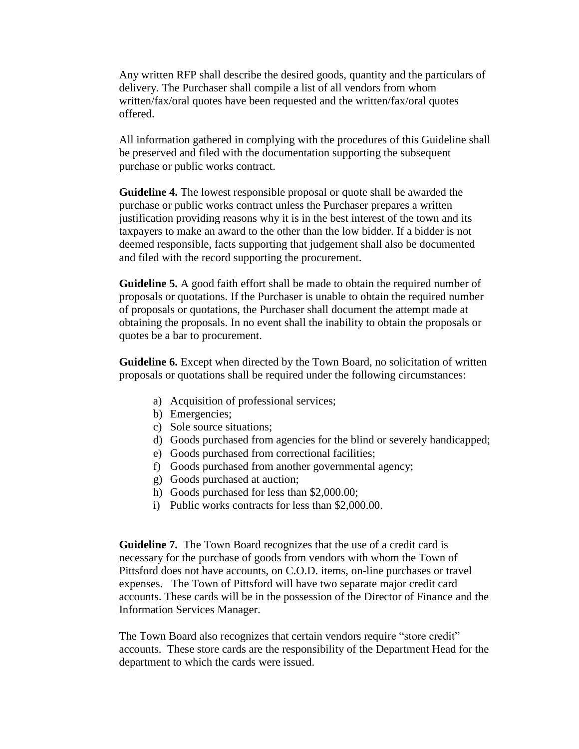Any written RFP shall describe the desired goods, quantity and the particulars of delivery. The Purchaser shall compile a list of all vendors from whom written/fax/oral quotes have been requested and the written/fax/oral quotes offered.

All information gathered in complying with the procedures of this Guideline shall be preserved and filed with the documentation supporting the subsequent purchase or public works contract.

**Guideline 4.** The lowest responsible proposal or quote shall be awarded the purchase or public works contract unless the Purchaser prepares a written justification providing reasons why it is in the best interest of the town and its taxpayers to make an award to the other than the low bidder. If a bidder is not deemed responsible, facts supporting that judgement shall also be documented and filed with the record supporting the procurement.

**Guideline 5.** A good faith effort shall be made to obtain the required number of proposals or quotations. If the Purchaser is unable to obtain the required number of proposals or quotations, the Purchaser shall document the attempt made at obtaining the proposals. In no event shall the inability to obtain the proposals or quotes be a bar to procurement.

**Guideline 6.** Except when directed by the Town Board, no solicitation of written proposals or quotations shall be required under the following circumstances:

a) Acquisition of professional services;
b) Emergencies;
c) Sole source situations;
d) Goods purchased from agencies for the blind or severely handicapped;
e) Goods purchased from correctional facilities;
f) Goods purchased from another governmental agency;
g) Goods purchased at auction;
h) Goods purchased for less than $2,000.00;
i) Public works contracts for less than $2,000.00.

**Guideline 7.** The Town Board recognizes that the use of a credit card is necessary for the purchase of goods from vendors with whom the Town of Pittsford does not have accounts, on C.O.D. items, on-line purchases or travel expenses. The Town of Pittsford will have two separate major credit card accounts. These cards will be in the possession of the Director of Finance and the Information Services Manager.

The Town Board also recognizes that certain vendors require "store credit" accounts. These store cards are the responsibility of the Department Head for the department to which the cards were issued.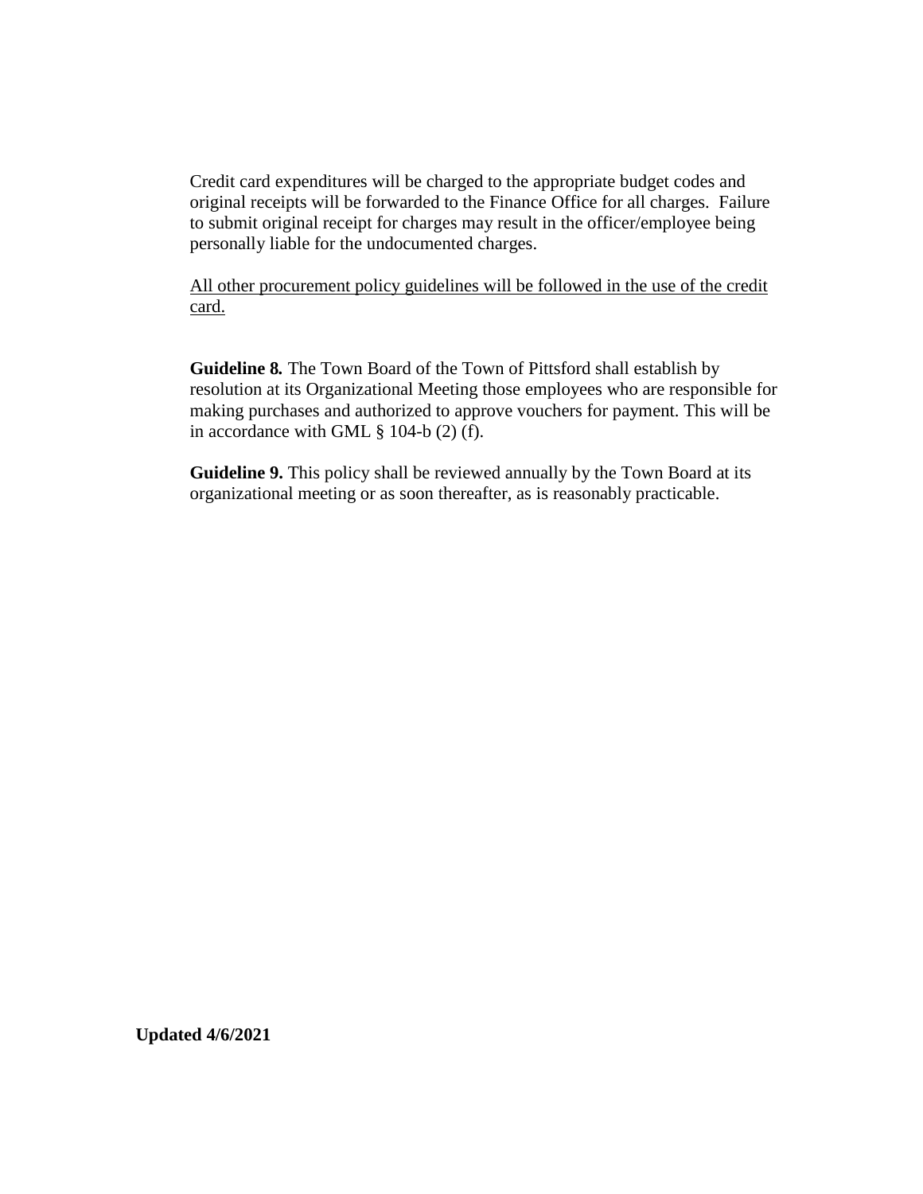Credit card expenditures will be charged to the appropriate budget codes and original receipts will be forwarded to the Finance Office for all charges. Failure to submit original receipt for charges may result in the officer/employee being personally liable for the undocumented charges.

<u>All other procurement policy guidelines will be followed in the use of the credit card.</u>

**Guideline 8.** The Town Board of the Town of Pittsford shall establish by resolution at its Organizational Meeting those employees who are responsible for making purchases and authorized to approve vouchers for payment. This will be in accordance with GML § 104-b (2) (f).

**Guideline 9.** This policy shall be reviewed annually by the Town Board at its organizational meeting or as soon thereafter, as is reasonably practicable.

**Updated 4/6/2021**